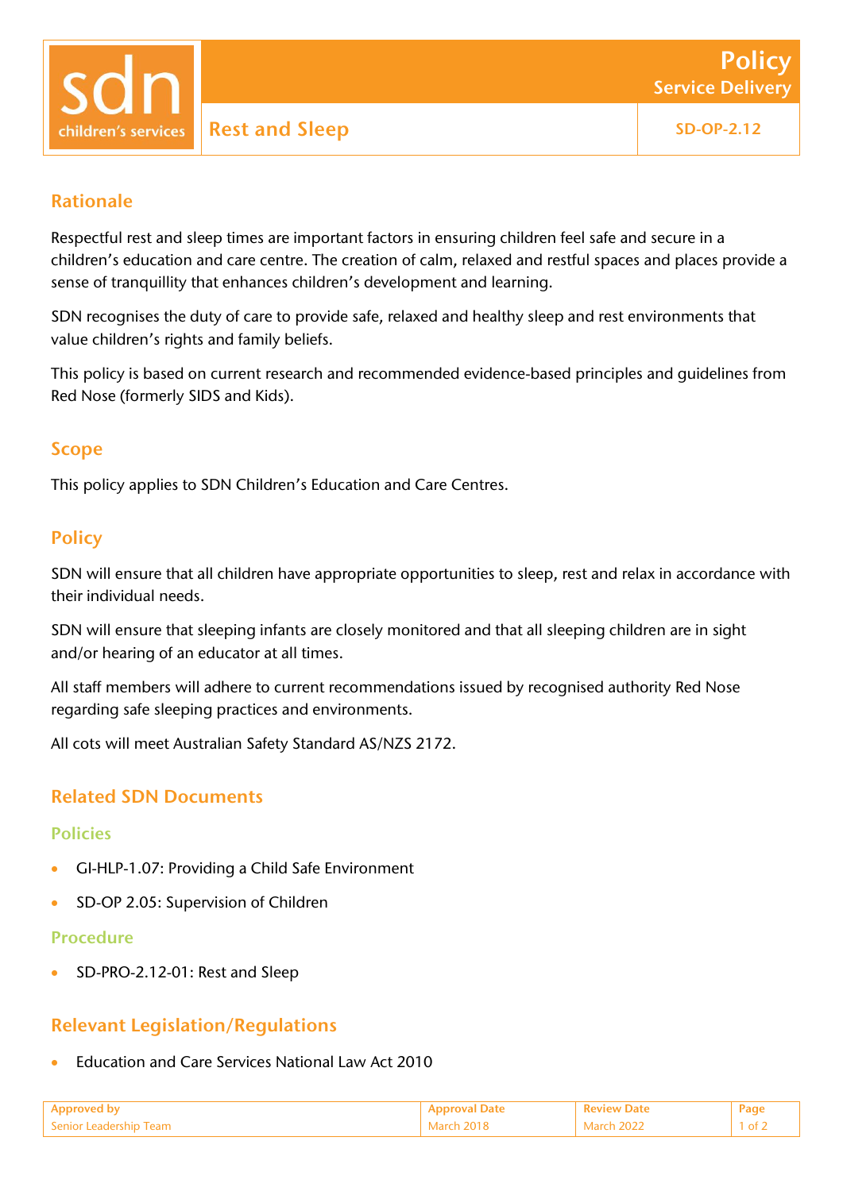# sdn children's services

# Policy
## Service Delivery

## Rest and Sleep

**SD-OP-2.12**

## Rationale

Respectful rest and sleep times are important factors in ensuring children feel safe and secure in a children's education and care centre. The creation of calm, relaxed and restful spaces and places provide a sense of tranquillity that enhances children's development and learning.

SDN recognises the duty of care to provide safe, relaxed and healthy sleep and rest environments that value children's rights and family beliefs.

This policy is based on current research and recommended evidence-based principles and guidelines from Red Nose (formerly SIDS and Kids).

## Scope

This policy applies to SDN Children's Education and Care Centres.

## Policy

SDN will ensure that all children have appropriate opportunities to sleep, rest and relax in accordance with their individual needs.

SDN will ensure that sleeping infants are closely monitored and that all sleeping children are in sight and/or hearing of an educator at all times.

All staff members will adhere to current recommendations issued by recognised authority Red Nose regarding safe sleeping practices and environments.

All cots will meet Australian Safety Standard AS/NZS 2172.

## Related SDN Documents

### Policies

- GI-HLP-1.07: Providing a Child Safe Environment
- SD-OP 2.05: Supervision of Children

### Procedure

- SD-PRO-2.12-01: Rest and Sleep

## Relevant Legislation/Regulations

- Education and Care Services National Law Act 2010

| Approved by | Approval Date | Review Date |
| --- | --- | --- |
| Senior Leadership Team | March 2018 | March 2022 |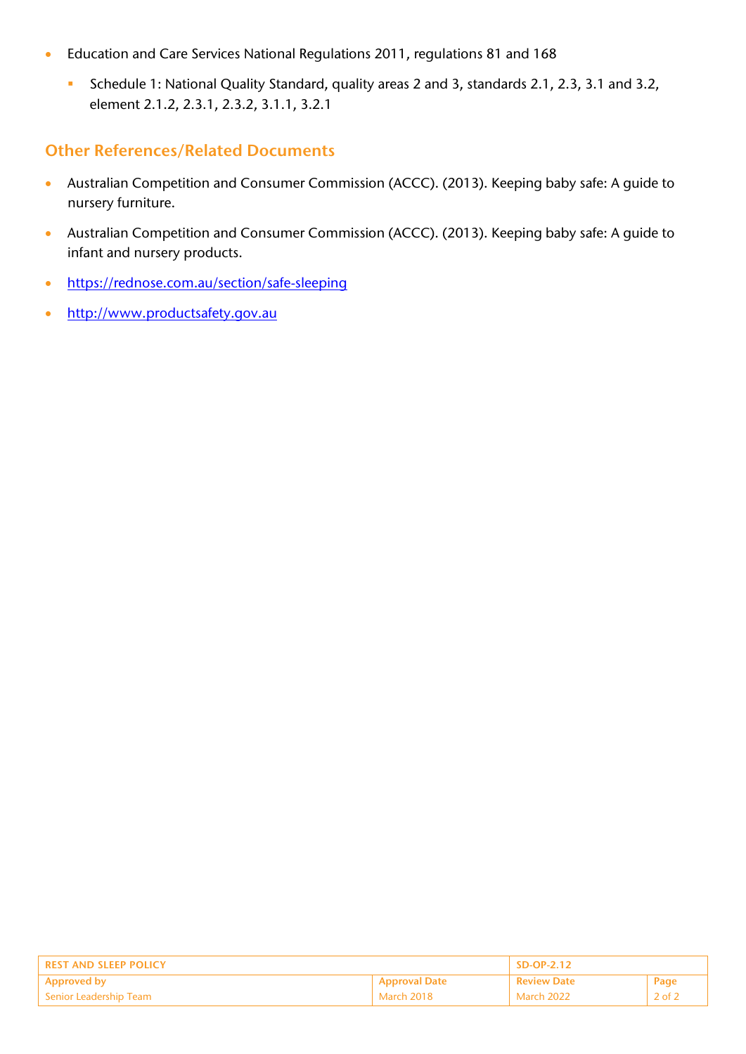- Education and Care Services National Regulations 2011, regulations 81 and 168
    - Schedule 1: National Quality Standard, quality areas 2 and 3, standards 2.1, 2.3, 3.1 and 3.2, element 2.1.2, 2.3.1, 2.3.2, 3.1.1, 3.2.1

## Other References/Related Documents

- Australian Competition and Consumer Commission (ACCC). (2013). Keeping baby safe: A guide to nursery furniture.
- Australian Competition and Consumer Commission (ACCC). (2013). Keeping baby safe: A guide to infant and nursery products.
- https://rednose.com.au/section/safe-sleeping
- http://www.productsafety.gov.au